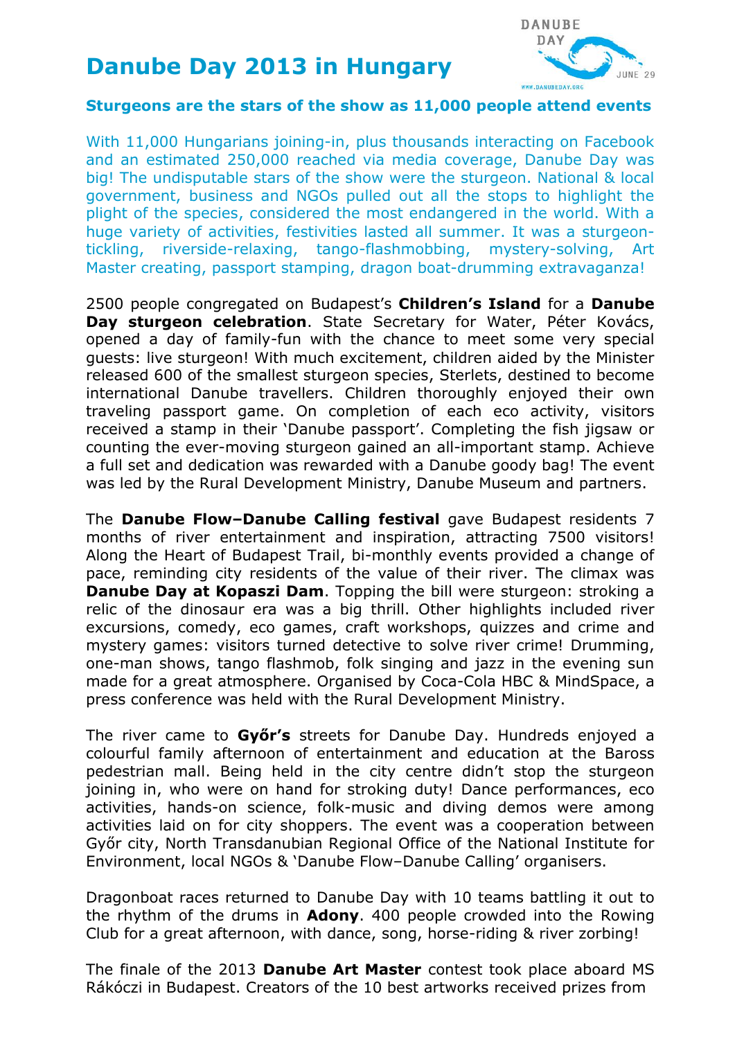# Danube Day 2013 in Hungary

DANUBE DAY
JUNE 29
WWW.DANUBEDAY.ORG

## Sturgeons are the stars of the show as 11,000 people attend events

With 11,000 Hungarians joining-in, plus thousands interacting on Facebook and an estimated 250,000 reached via media coverage, Danube Day was big! The undisputable stars of the show were the sturgeon. National & local government, business and NGOs pulled out all the stops to highlight the plight of the species, considered the most endangered in the world. With a huge variety of activities, festivities lasted all summer. It was a sturgeon-tickling, riverside-relaxing, tango-flashmobbing, mystery-solving, Art Master creating, passport stamping, dragon boat-drumming extravaganza!

2500 people congregated on Budapest's **Children's Island** for a **Danube Day sturgeon celebration**. State Secretary for Water, Péter Kovács, opened a day of family-fun with the chance to meet some very special guests: live sturgeon! With much excitement, children aided by the Minister released 600 of the smallest sturgeon species, Sterlets, destined to become international Danube travellers. Children thoroughly enjoyed their own traveling passport game. On completion of each eco activity, visitors received a stamp in their 'Danube passport'. Completing the fish jigsaw or counting the ever-moving sturgeon gained an all-important stamp. Achieve a full set and dedication was rewarded with a Danube goody bag! The event was led by the Rural Development Ministry, Danube Museum and partners.

The **Danube Flow–Danube Calling festival** gave Budapest residents 7 months of river entertainment and inspiration, attracting 7500 visitors! Along the Heart of Budapest Trail, bi-monthly events provided a change of pace, reminding city residents of the value of their river. The climax was **Danube Day at Kopaszi Dam**. Topping the bill were sturgeon: stroking a relic of the dinosaur era was a big thrill. Other highlights included river excursions, comedy, eco games, craft workshops, quizzes and crime and mystery games: visitors turned detective to solve river crime! Drumming, one-man shows, tango flashmob, folk singing and jazz in the evening sun made for a great atmosphere. Organised by Coca-Cola HBC & MindSpace, a press conference was held with the Rural Development Ministry.

The river came to **Győr's** streets for Danube Day. Hundreds enjoyed a colourful family afternoon of entertainment and education at the Baross pedestrian mall. Being held in the city centre didn't stop the sturgeon joining in, who were on hand for stroking duty! Dance performances, eco activities, hands-on science, folk-music and diving demos were among activities laid on for city shoppers. The event was a cooperation between Győr city, North Transdanubian Regional Office of the National Institute for Environment, local NGOs & 'Danube Flow–Danube Calling' organisers.

Dragonboat races returned to Danube Day with 10 teams battling it out to the rhythm of the drums in **Adony**. 400 people crowded into the Rowing Club for a great afternoon, with dance, song, horse-riding & river zorbing!

The finale of the 2013 **Danube Art Master** contest took place aboard MS Rákóczi in Budapest. Creators of the 10 best artworks received prizes from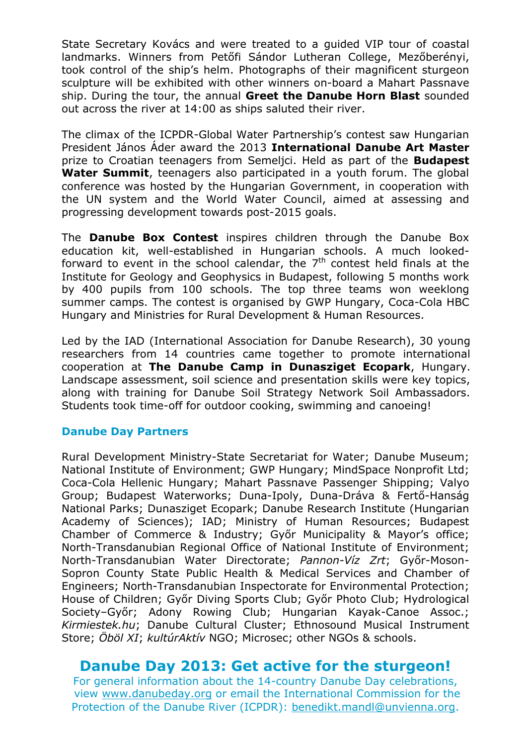State Secretary Kovács and were treated to a guided VIP tour of coastal landmarks. Winners from Petőfi Sándor Lutheran College, Mezőberényi, took control of the ship's helm. Photographs of their magnificent sturgeon sculpture will be exhibited with other winners on-board a Mahart Passnave ship. During the tour, the annual **Greet the Danube Horn Blast** sounded out across the river at 14:00 as ships saluted their river.

The climax of the ICPDR-Global Water Partnership's contest saw Hungarian President János Áder award the 2013 **International Danube Art Master** prize to Croatian teenagers from Semeljci. Held as part of the **Budapest Water Summit**, teenagers also participated in a youth forum. The global conference was hosted by the Hungarian Government, in cooperation with the UN system and the World Water Council, aimed at assessing and progressing development towards post-2015 goals.

The **Danube Box Contest** inspires children through the Danube Box education kit, well-established in Hungarian schools. A much looked-forward to event in the school calendar, the 7th contest held finals at the Institute for Geology and Geophysics in Budapest, following 5 months work by 400 pupils from 100 schools. The top three teams won weeklong summer camps. The contest is organised by GWP Hungary, Coca-Cola HBC Hungary and Ministries for Rural Development & Human Resources.

Led by the IAD (International Association for Danube Research), 30 young researchers from 14 countries came together to promote international cooperation at **The Danube Camp in Dunasziget Ecopark**, Hungary. Landscape assessment, soil science and presentation skills were key topics, along with training for Danube Soil Strategy Network Soil Ambassadors. Students took time-off for outdoor cooking, swimming and canoeing!

### Danube Day Partners

Rural Development Ministry-State Secretariat for Water; Danube Museum; National Institute of Environment; GWP Hungary; MindSpace Nonprofit Ltd; Coca-Cola Hellenic Hungary; Mahart Passnave Passenger Shipping; Valyo Group; Budapest Waterworks; Duna-Ipoly, Duna-Dráva & Fertő-Hanság National Parks; Dunasziget Ecopark; Danube Research Institute (Hungarian Academy of Sciences); IAD; Ministry of Human Resources; Budapest Chamber of Commerce & Industry; Győr Municipality & Mayor's office; North-Transdanubian Regional Office of National Institute of Environment; North-Transdanubian Water Directorate; *Pannon-Víz Zrt*; Győr-Moson-Sopron County State Public Health & Medical Services and Chamber of Engineers; North-Transdanubian Inspectorate for Environmental Protection; House of Children; Győr Diving Sports Club; Győr Photo Club; Hydrological Society–Győr; Adony Rowing Club; Hungarian Kayak-Canoe Assoc.; *Kirmiestek.hu*; Danube Cultural Cluster; Ethnosound Musical Instrument Store; *Öböl XI*; *kultúrAktív* NGO; Microsec; other NGOs & schools.

## Danube Day 2013: Get active for the sturgeon!

For general information about the 14-country Danube Day celebrations, view www.danubeday.org or email the International Commission for the Protection of the Danube River (ICPDR): benedikt.mandl@unvienna.org.